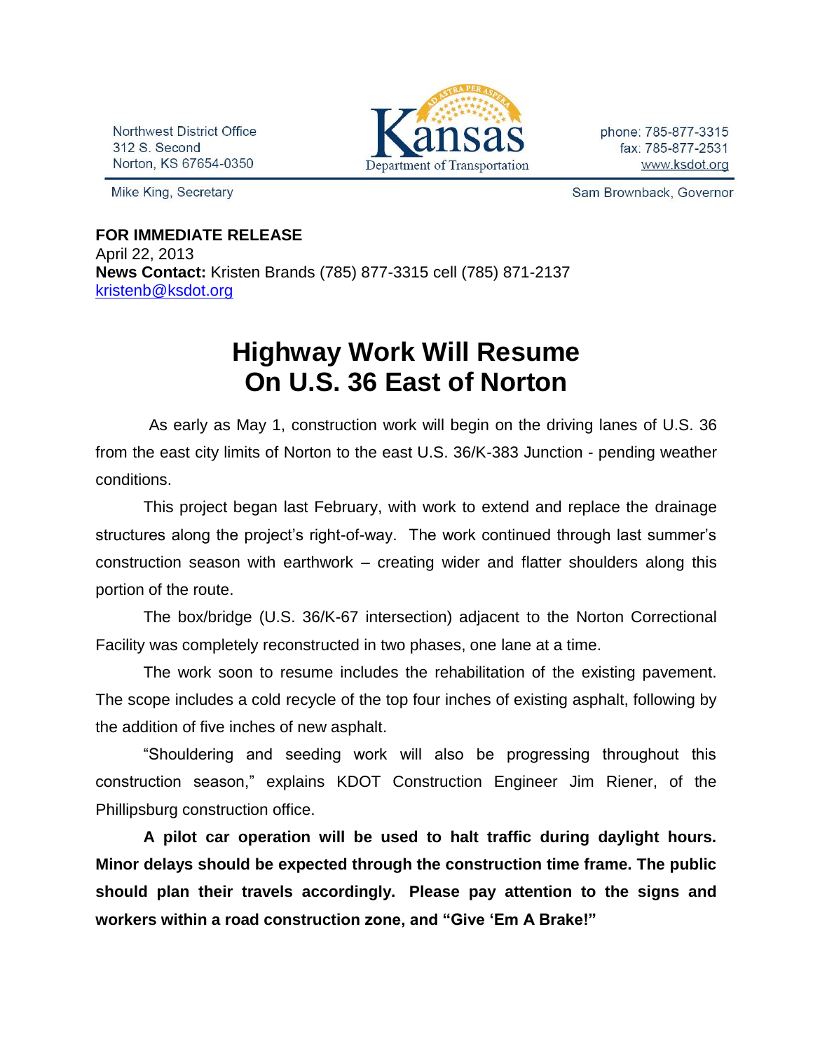Northwest District Office
312 S. Second
Norton, KS 67654-0350

Kansas Department of Transportation

phone: 785-877-3315
fax: 785-877-2531
www.ksdot.org

Mike King, Secretary

Sam Brownback, Governor

**FOR IMMEDIATE RELEASE**
April 22, 2013
**News Contact:** Kristen Brands (785) 877-3315 cell (785) 871-2137
kristenb@ksdot.org

# Highway Work Will Resume On U.S. 36 East of Norton

As early as May 1, construction work will begin on the driving lanes of U.S. 36 from the east city limits of Norton to the east U.S. 36/K-383 Junction - pending weather conditions.

This project began last February, with work to extend and replace the drainage structures along the project's right-of-way. The work continued through last summer's construction season with earthwork – creating wider and flatter shoulders along this portion of the route.

The box/bridge (U.S. 36/K-67 intersection) adjacent to the Norton Correctional Facility was completely reconstructed in two phases, one lane at a time.

The work soon to resume includes the rehabilitation of the existing pavement. The scope includes a cold recycle of the top four inches of existing asphalt, following by the addition of five inches of new asphalt.

"Shouldering and seeding work will also be progressing throughout this construction season," explains KDOT Construction Engineer Jim Riener, of the Phillipsburg construction office.

**A pilot car operation will be used to halt traffic during daylight hours. Minor delays should be expected through the construction time frame. The public should plan their travels accordingly. Please pay attention to the signs and workers within a road construction zone, and "Give 'Em A Brake!"**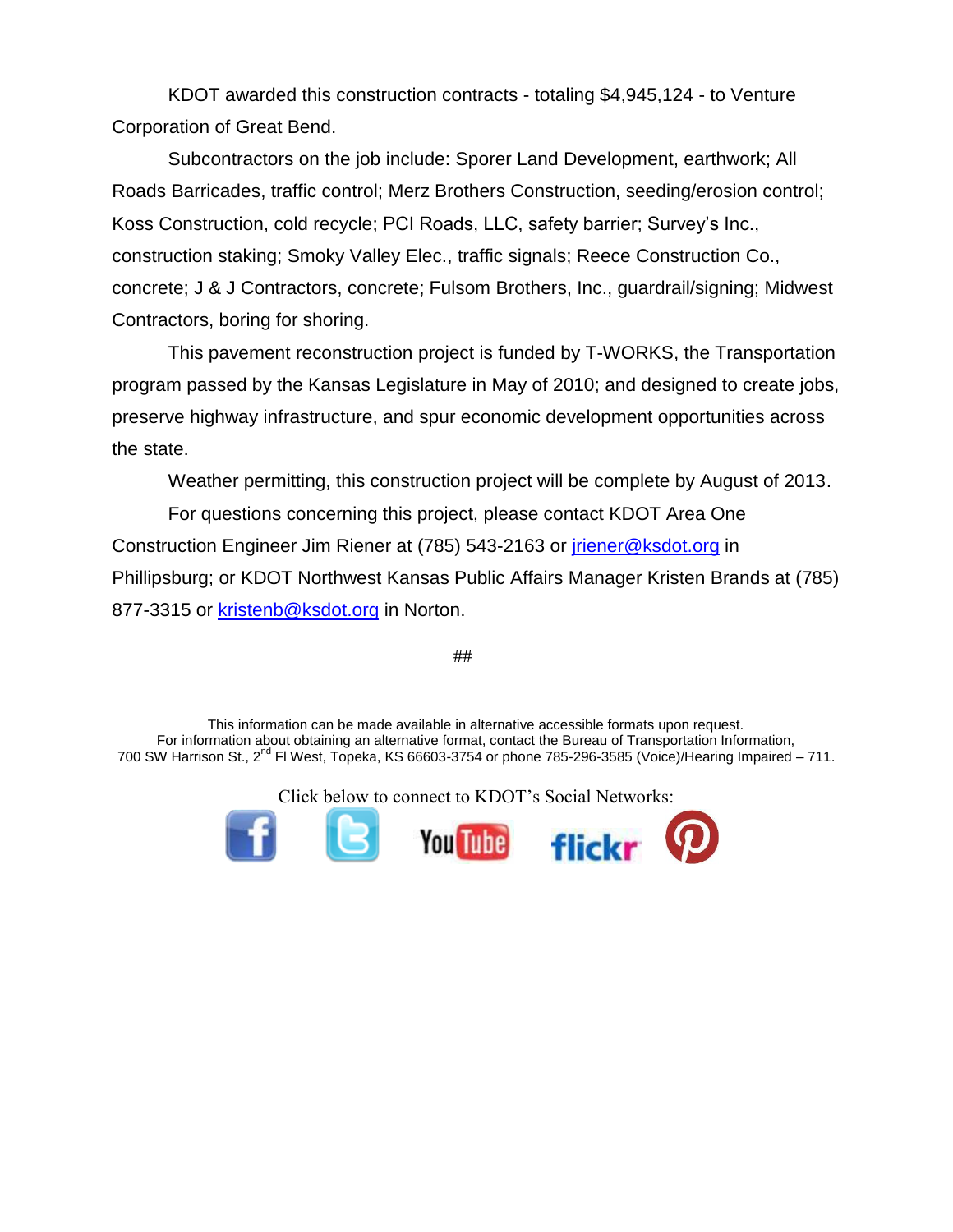KDOT awarded this construction contracts - totaling $4,945,124 - to Venture Corporation of Great Bend.

Subcontractors on the job include: Sporer Land Development, earthwork; All Roads Barricades, traffic control; Merz Brothers Construction, seeding/erosion control; Koss Construction, cold recycle; PCI Roads, LLC, safety barrier; Survey's Inc., construction staking; Smoky Valley Elec., traffic signals; Reece Construction Co., concrete; J & J Contractors, concrete; Fulsom Brothers, Inc., guardrail/signing; Midwest Contractors, boring for shoring.

This pavement reconstruction project is funded by T-WORKS, the Transportation program passed by the Kansas Legislature in May of 2010; and designed to create jobs, preserve highway infrastructure, and spur economic development opportunities across the state.

Weather permitting, this construction project will be complete by August of 2013.

For questions concerning this project, please contact KDOT Area One Construction Engineer Jim Riener at (785) 543-2163 or jriener@ksdot.org in Phillipsburg; or KDOT Northwest Kansas Public Affairs Manager Kristen Brands at (785) 877-3315 or kristenb@ksdot.org in Norton.

##

This information can be made available in alternative accessible formats upon request.
For information about obtaining an alternative format, contact the Bureau of Transportation Information,
700 SW Harrison St., 2nd Fl West, Topeka, KS 66603-3754 or phone 785-296-3585 (Voice)/Hearing Impaired – 711.

Click below to connect to KDOT's Social Networks: